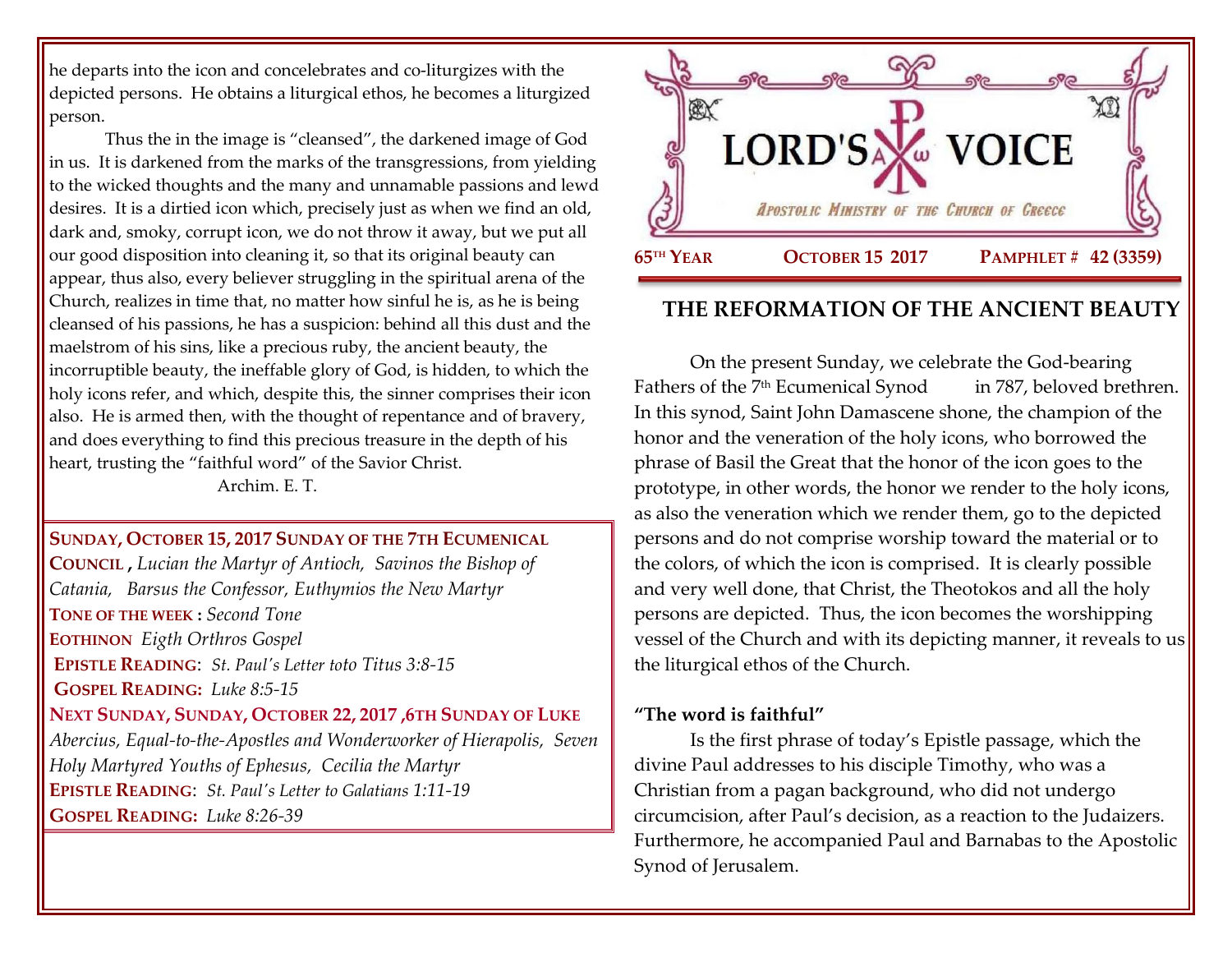he departs into the icon and concelebrates and co-liturgizes with the depicted persons. He obtains a liturgical ethos, he becomes a liturgized person.

Thus the in the image is "cleansed", the darkened image of God in us. It is darkened from the marks of the transgressions, from yielding to the wicked thoughts and the many and unnamable passions and lewd desires. It is a dirtied icon which, precisely just as when we find an old, dark and, smoky, corrupt icon, we do not throw it away, but we put all our good disposition into cleaning it, so that its original beauty can appear, thus also, every believer struggling in the spiritual arena of the Church, realizes in time that, no matter how sinful he is, as he is being cleansed of his passions, he has a suspicion: behind all this dust and the maelstrom of his sins, like a precious ruby, the ancient beauty, the incorruptible beauty, the ineffable glory of God, is hidden, to which the holy icons refer, and which, despite this, the sinner comprises their icon also. He is armed then, with the thought of repentance and of bravery, and does everything to find this precious treasure in the depth of his heart, trusting the "faithful word" of the Savior Christ.

Archim. E. T.

**SUNDAY, OCTOBER 15, 2017 SUNDAY OF THE 7TH ECUMENICAL COUNCIL ,** *Lucian the Martyr of Antioch, Savinos the Bishop of Catania, Barsus the Confessor, Euthymios the New Martyr*
**TONE OF THE WEEK :** *Second Tone*
**EOTHINON** *Eigth Orthros Gospel*
**EPISTLE READING**: *St. Paul's Letter toto Titus 3:8-15*
**GOSPEL READING:** *Luke 8:5-15*
**NEXT SUNDAY, SUNDAY, OCTOBER 22, 2017 ,6TH SUNDAY OF LUKE**
*Abercius, Equal-to-the-Apostles and Wonderworker of Hierapolis, Seven Holy Martyred Youths of Ephesus, Cecilia the Martyr*
**EPISTLE READING**: *St. Paul's Letter to Galatians 1:11-19*
**GOSPEL READING:** *Luke 8:26-39*

# LORD'S VOICE

*Apostolic Ministry of the Church of Greece*

**65TH YEAR** **OCTOBER 15 2017** **PAMPHLET # 42 (3359)**

## THE REFORMATION OF THE ANCIENT BEAUTY

On the present Sunday, we celebrate the God-bearing Fathers of the 7th Ecumenical Synod in 787, beloved brethren. In this synod, Saint John Damascene shone, the champion of the honor and the veneration of the holy icons, who borrowed the phrase of Basil the Great that the honor of the icon goes to the prototype, in other words, the honor we render to the holy icons, as also the veneration which we render them, go to the depicted persons and do not comprise worship toward the material or to the colors, of which the icon is comprised. It is clearly possible and very well done, that Christ, the Theotokos and all the holy persons are depicted. Thus, the icon becomes the worshipping vessel of the Church and with its depicting manner, it reveals to us the liturgical ethos of the Church.

**"The word is faithful"**

Is the first phrase of today's Epistle passage, which the divine Paul addresses to his disciple Timothy, who was a Christian from a pagan background, who did not undergo circumcision, after Paul's decision, as a reaction to the Judaizers. Furthermore, he accompanied Paul and Barnabas to the Apostolic Synod of Jerusalem.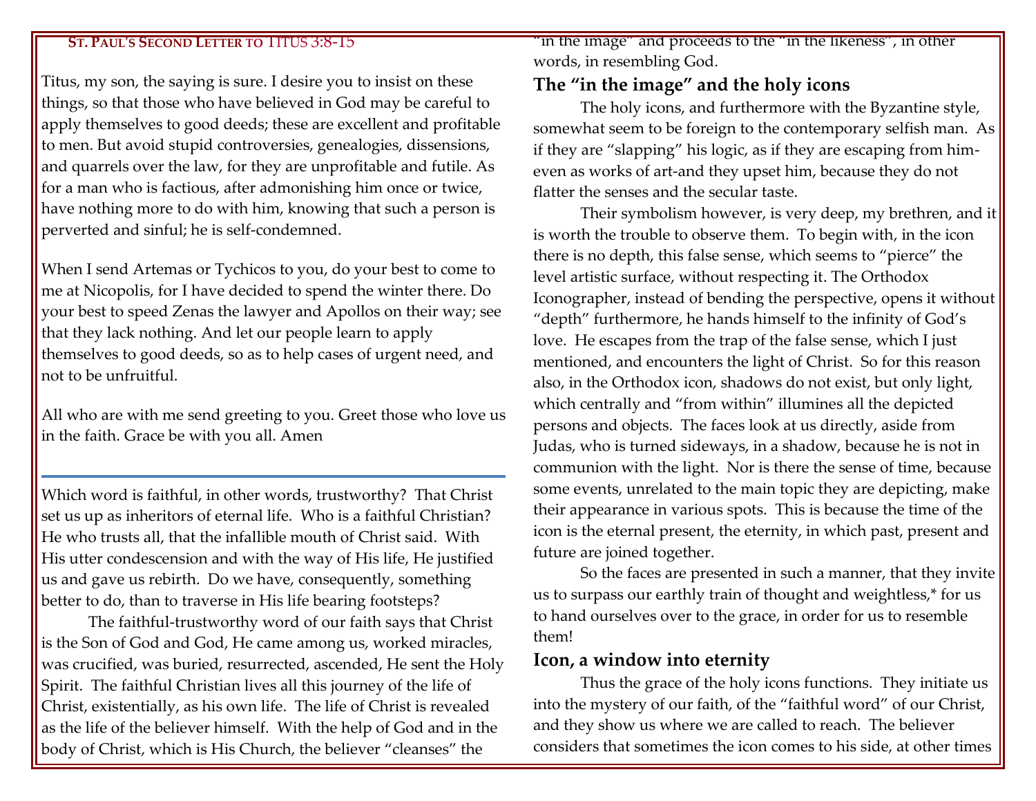**St. Paul's Second Letter to Titus 3:8-15**

Titus, my son, the saying is sure. I desire you to insist on these things, so that those who have believed in God may be careful to apply themselves to good deeds; these are excellent and profitable to men. But avoid stupid controversies, genealogies, dissensions, and quarrels over the law, for they are unprofitable and futile. As for a man who is factious, after admonishing him once or twice, have nothing more to do with him, knowing that such a person is perverted and sinful; he is self-condemned.

When I send Artemas or Tychicos to you, do your best to come to me at Nicopolis, for I have decided to spend the winter there. Do your best to speed Zenas the lawyer and Apollos on their way; see that they lack nothing. And let our people learn to apply themselves to good deeds, so as to help cases of urgent need, and not to be unfruitful.

All who are with me send greeting to you. Greet those who love us in the faith. Grace be with you all. Amen

---

Which word is faithful, in other words, trustworthy? That Christ set us up as inheritors of eternal life. Who is a faithful Christian? He who trusts all, that the infallible mouth of Christ said. With His utter condescension and with the way of His life, He justified us and gave us rebirth. Do we have, consequently, something better to do, than to traverse in His life bearing footsteps?

The faithful-trustworthy word of our faith says that Christ is the Son of God and God, He came among us, worked miracles, was crucified, was buried, resurrected, ascended, He sent the Holy Spirit. The faithful Christian lives all this journey of the life of Christ, existentially, as his own life. The life of Christ is revealed as the life of the believer himself. With the help of God and in the body of Christ, which is His Church, the believer "cleanses" the "in the image" and proceeds to the "in the likeness", in other words, in resembling God.

## The "in the image" and the holy icons

The holy icons, and furthermore with the Byzantine style, somewhat seem to be foreign to the contemporary selfish man. As if they are "slapping" his logic, as if they are escaping from him-even as works of art-and they upset him, because they do not flatter the senses and the secular taste.

Their symbolism however, is very deep, my brethren, and it is worth the trouble to observe them. To begin with, in the icon there is no depth, this false sense, which seems to "pierce" the level artistic surface, without respecting it. The Orthodox Iconographer, instead of bending the perspective, opens it without "depth" furthermore, he hands himself to the infinity of God's love. He escapes from the trap of the false sense, which I just mentioned, and encounters the light of Christ. So for this reason also, in the Orthodox icon, shadows do not exist, but only light, which centrally and "from within" illumines all the depicted persons and objects. The faces look at us directly, aside from Judas, who is turned sideways, in a shadow, because he is not in communion with the light. Nor is there the sense of time, because some events, unrelated to the main topic they are depicting, make their appearance in various spots. This is because the time of the icon is the eternal present, the eternity, in which past, present and future are joined together.

So the faces are presented in such a manner, that they invite us to surpass our earthly train of thought and weightless,* for us to hand ourselves over to the grace, in order for us to resemble them!

## Icon, a window into eternity

Thus the grace of the holy icons functions. They initiate us into the mystery of our faith, of the "faithful word" of our Christ, and they show us where we are called to reach. The believer considers that sometimes the icon comes to his side, at other times